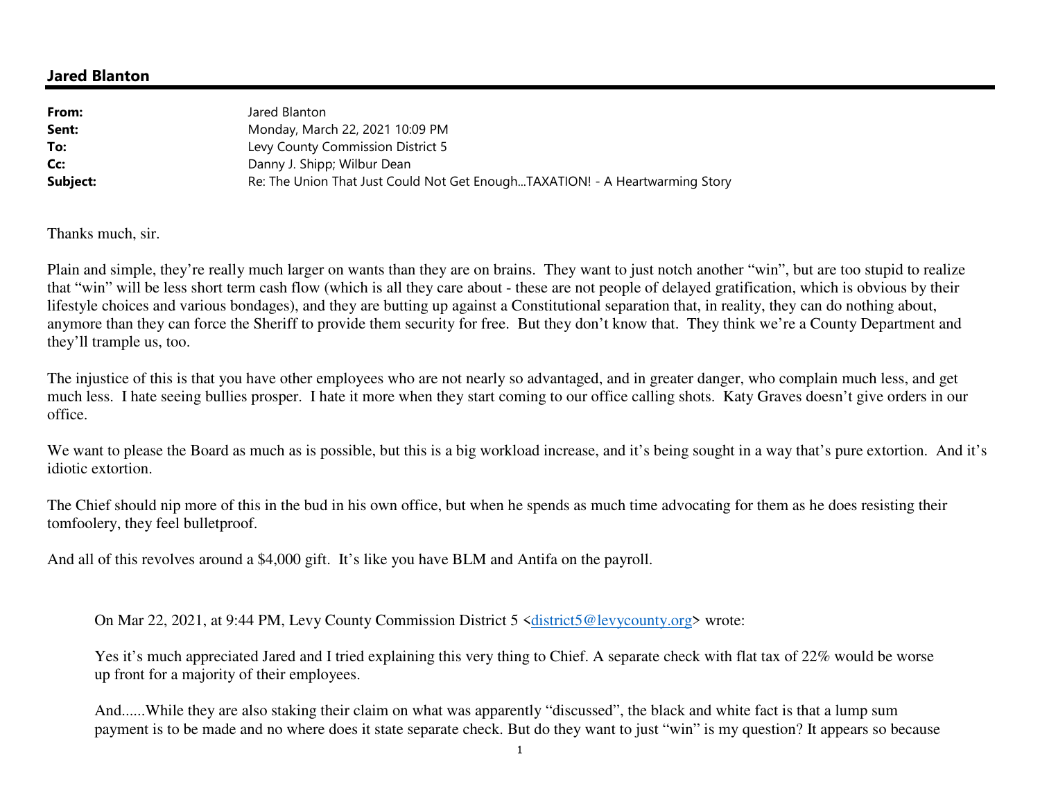## Jared Blanton

| | |
|---|---|
| **From:** | Jared Blanton |
| **Sent:** | Monday, March 22, 2021 10:09 PM |
| **To:** | Levy County Commission District 5 |
| **Cc:** | Danny J. Shipp; Wilbur Dean |
| **Subject:** | Re: The Union That Just Could Not Get Enough...TAXATION! - A Heartwarming Story |

Thanks much, sir.

Plain and simple, they're really much larger on wants than they are on brains. They want to just notch another "win", but are too stupid to realize that "win" will be less short term cash flow (which is all they care about - these are not people of delayed gratification, which is obvious by their lifestyle choices and various bondages), and they are butting up against a Constitutional separation that, in reality, they can do nothing about, anymore than they can force the Sheriff to provide them security for free. But they don't know that. They think we're a County Department and they'll trample us, too.

The injustice of this is that you have other employees who are not nearly so advantaged, and in greater danger, who complain much less, and get much less. I hate seeing bullies prosper. I hate it more when they start coming to our office calling shots. Katy Graves doesn't give orders in our office.

We want to please the Board as much as is possible, but this is a big workload increase, and it's being sought in a way that's pure extortion. And it's idiotic extortion.

The Chief should nip more of this in the bud in his own office, but when he spends as much time advocating for them as he does resisting their tomfoolery, they feel bulletproof.

And all of this revolves around a $4,000 gift. It's like you have BLM and Antifa on the payroll.

> On Mar 22, 2021, at 9:44 PM, Levy County Commission District 5 <district5@levycounty.org> wrote:
>
> Yes it's much appreciated Jared and I tried explaining this very thing to Chief. A separate check with flat tax of 22% would be worse up front for a majority of their employees.
>
> And......While they are also staking their claim on what was apparently "discussed", the black and white fact is that a lump sum payment is to be made and no where does it state separate check. But do they want to just "win" is my question? It appears so because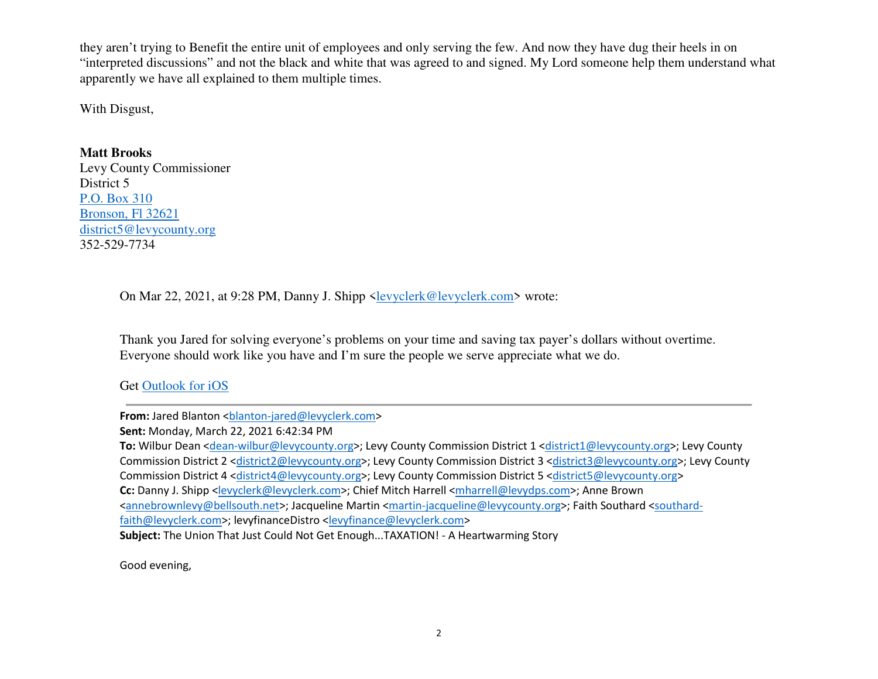they aren't trying to Benefit the entire unit of employees and only serving the few. And now they have dug their heels in on "interpreted discussions" and not the black and white that was agreed to and signed. My Lord someone help them understand what apparently we have all explained to them multiple times.

With Disgust,

**Matt Brooks**
Levy County Commissioner
District 5
P.O. Box 310
Bronson, Fl 32621
district5@levycounty.org
352-529-7734

> On Mar 22, 2021, at 9:28 PM, Danny J. Shipp <levyclerk@levyclerk.com> wrote:
>
> Thank you Jared for solving everyone's problems on your time and saving tax payer's dollars without overtime. Everyone should work like you have and I'm sure the people we serve appreciate what we do.
>
> Get Outlook for iOS
>
> ---
>
> **From:** Jared Blanton <blanton-jared@levyclerk.com>
> **Sent:** Monday, March 22, 2021 6:42:34 PM
> **To:** Wilbur Dean <dean-wilbur@levycounty.org>; Levy County Commission District 1 <district1@levycounty.org>; Levy County Commission District 2 <district2@levycounty.org>; Levy County Commission District 3 <district3@levycounty.org>; Levy County Commission District 4 <district4@levycounty.org>; Levy County Commission District 5 <district5@levycounty.org>
> **Cc:** Danny J. Shipp <levyclerk@levyclerk.com>; Chief Mitch Harrell <mharrell@levydps.com>; Anne Brown <annebrownlevy@bellsouth.net>; Jacqueline Martin <martin-jacqueline@levycounty.org>; Faith Southard <southard-faith@levyclerk.com>; levyfinanceDistro <levyfinance@levyclerk.com>
> **Subject:** The Union That Just Could Not Get Enough...TAXATION! - A Heartwarming Story
>
> Good evening,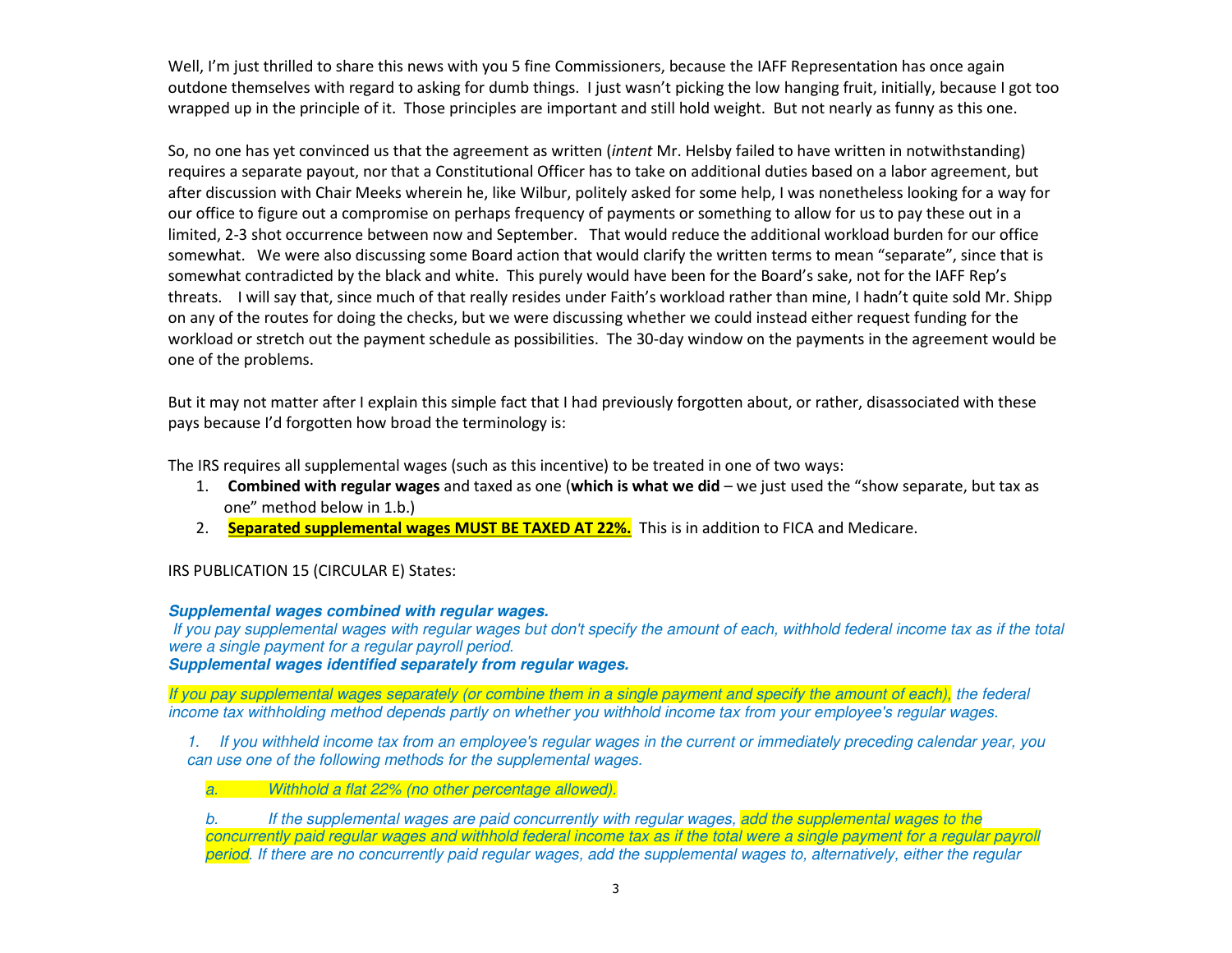Well, I'm just thrilled to share this news with you 5 fine Commissioners, because the IAFF Representation has once again outdone themselves with regard to asking for dumb things. I just wasn't picking the low hanging fruit, initially, because I got too wrapped up in the principle of it. Those principles are important and still hold weight. But not nearly as funny as this one.

So, no one has yet convinced us that the agreement as written (*intent* Mr. Helsby failed to have written in notwithstanding) requires a separate payout, nor that a Constitutional Officer has to take on additional duties based on a labor agreement, but after discussion with Chair Meeks wherein he, like Wilbur, politely asked for some help, I was nonetheless looking for a way for our office to figure out a compromise on perhaps frequency of payments or something to allow for us to pay these out in a limited, 2-3 shot occurrence between now and September. That would reduce the additional workload burden for our office somewhat. We were also discussing some Board action that would clarify the written terms to mean "separate", since that is somewhat contradicted by the black and white. This purely would have been for the Board's sake, not for the IAFF Rep's threats. I will say that, since much of that really resides under Faith's workload rather than mine, I hadn't quite sold Mr. Shipp on any of the routes for doing the checks, but we were discussing whether we could instead either request funding for the workload or stretch out the payment schedule as possibilities. The 30-day window on the payments in the agreement would be one of the problems.

But it may not matter after I explain this simple fact that I had previously forgotten about, or rather, disassociated with these pays because I'd forgotten how broad the terminology is:

The IRS requires all supplemental wages (such as this incentive) to be treated in one of two ways:

1. **Combined with regular wages** and taxed as one (**which is what we did** – we just used the "show separate, but tax as one" method below in 1.b.)
2. **Separated supplemental wages MUST BE TAXED AT 22%.** This is in addition to FICA and Medicare.

IRS PUBLICATION 15 (CIRCULAR E) States:

***Supplemental wages combined with regular wages.***
*If you pay supplemental wages with regular wages but don't specify the amount of each, withhold federal income tax as if the total were a single payment for a regular payroll period.*
***Supplemental wages identified separately from regular wages.***

*If you pay supplemental wages separately (or combine them in a single payment and specify the amount of each), the federal income tax withholding method depends partly on whether you withhold income tax from your employee's regular wages.*

*1. If you withheld income tax from an employee's regular wages in the current or immediately preceding calendar year, you can use one of the following methods for the supplemental wages.*

*a. Withhold a flat 22% (no other percentage allowed).*

*b. If the supplemental wages are paid concurrently with regular wages, add the supplemental wages to the concurrently paid regular wages and withhold federal income tax as if the total were a single payment for a regular payroll period. If there are no concurrently paid regular wages, add the supplemental wages to, alternatively, either the regular*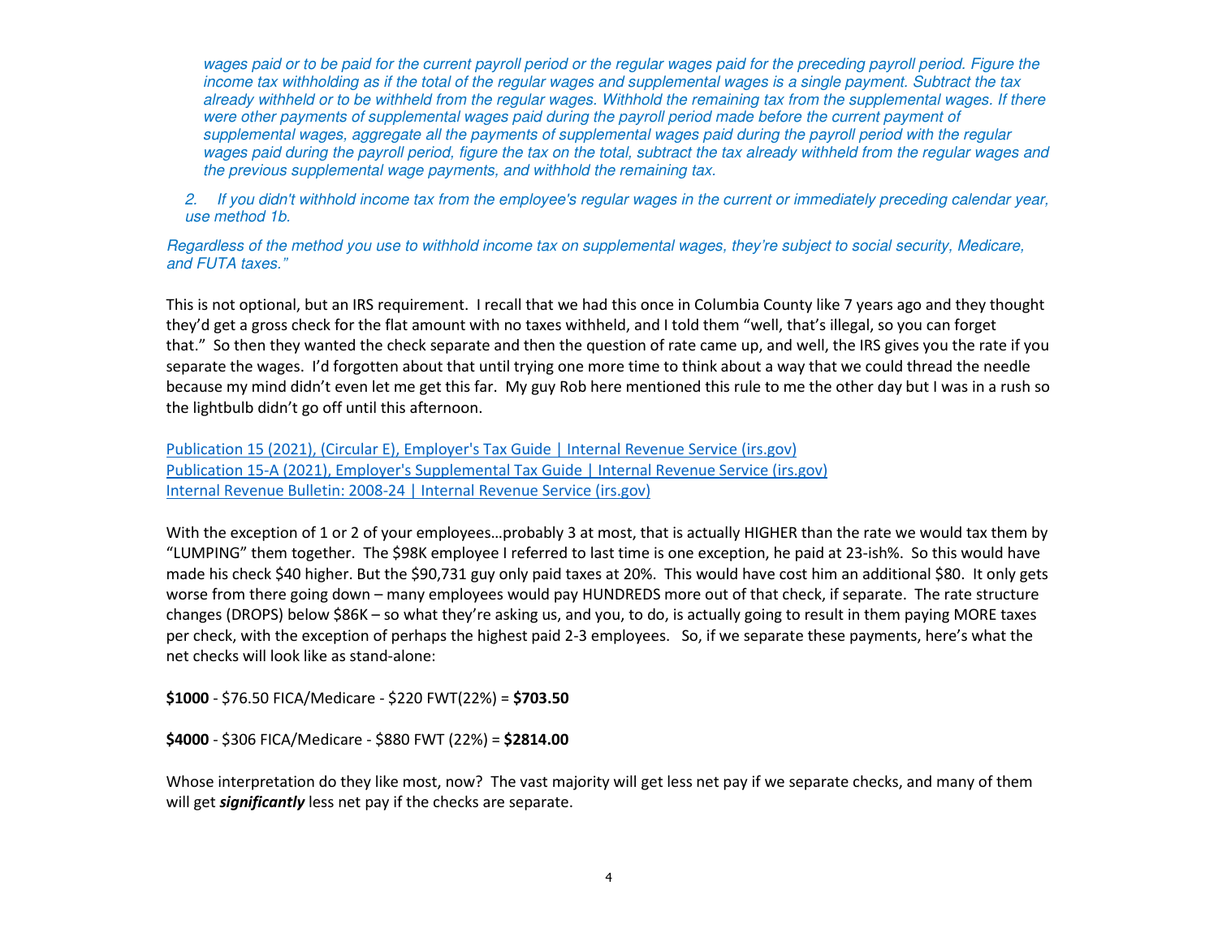*wages paid or to be paid for the current payroll period or the regular wages paid for the preceding payroll period. Figure the income tax withholding as if the total of the regular wages and supplemental wages is a single payment. Subtract the tax already withheld or to be withheld from the regular wages. Withhold the remaining tax from the supplemental wages. If there were other payments of supplemental wages paid during the payroll period made before the current payment of supplemental wages, aggregate all the payments of supplemental wages paid during the payroll period with the regular wages paid during the payroll period, figure the tax on the total, subtract the tax already withheld from the regular wages and the previous supplemental wage payments, and withhold the remaining tax.*

*2. If you didn't withhold income tax from the employee's regular wages in the current or immediately preceding calendar year, use method 1b.*

*Regardless of the method you use to withhold income tax on supplemental wages, they're subject to social security, Medicare, and FUTA taxes."*

This is not optional, but an IRS requirement. I recall that we had this once in Columbia County like 7 years ago and they thought they'd get a gross check for the flat amount with no taxes withheld, and I told them "well, that's illegal, so you can forget that." So then they wanted the check separate and then the question of rate came up, and well, the IRS gives you the rate if you separate the wages. I'd forgotten about that until trying one more time to think about a way that we could thread the needle because my mind didn't even let me get this far. My guy Rob here mentioned this rule to me the other day but I was in a rush so the lightbulb didn't go off until this afternoon.

[Publication 15 (2021), (Circular E), Employer's Tax Guide | Internal Revenue Service (irs.gov)]
[Publication 15-A (2021), Employer's Supplemental Tax Guide | Internal Revenue Service (irs.gov)]
[Internal Revenue Bulletin: 2008-24 | Internal Revenue Service (irs.gov)]

With the exception of 1 or 2 of your employees…probably 3 at most, that is actually HIGHER than the rate we would tax them by "LUMPING" them together. The $98K employee I referred to last time is one exception, he paid at 23-ish%. So this would have made his check $40 higher. But the $90,731 guy only paid taxes at 20%. This would have cost him an additional $80. It only gets worse from there going down – many employees would pay HUNDREDS more out of that check, if separate. The rate structure changes (DROPS) below $86K – so what they're asking us, and you, to do, is actually going to result in them paying MORE taxes per check, with the exception of perhaps the highest paid 2-3 employees. So, if we separate these payments, here's what the net checks will look like as stand-alone:

**$1000** - $76.50 FICA/Medicare - $220 FWT(22%) = **$703.50**

**$4000** - $306 FICA/Medicare - $880 FWT (22%) = **$2814.00**

Whose interpretation do they like most, now? The vast majority will get less net pay if we separate checks, and many of them will get ***significantly*** less net pay if the checks are separate.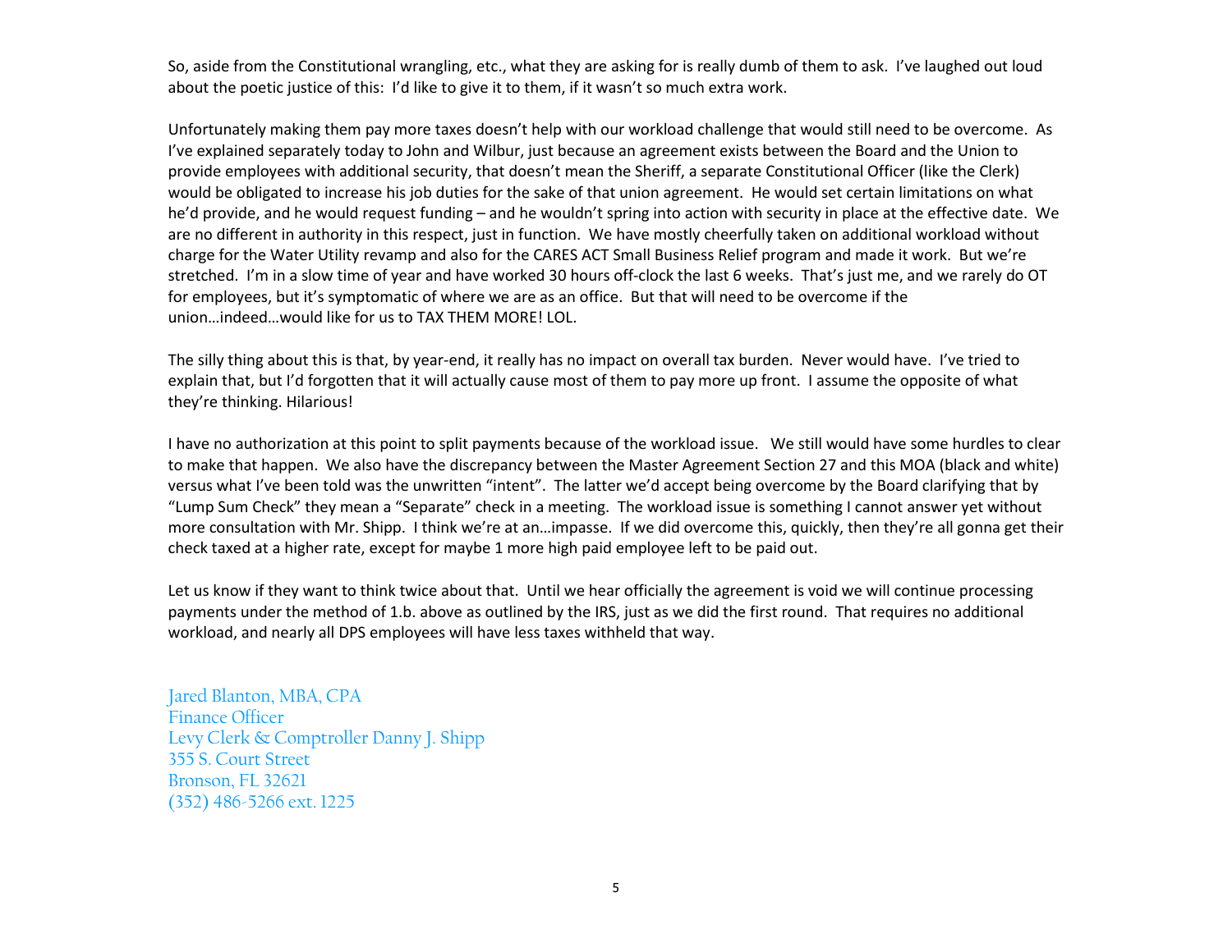So, aside from the Constitutional wrangling, etc., what they are asking for is really dumb of them to ask. I've laughed out loud about the poetic justice of this: I'd like to give it to them, if it wasn't so much extra work.

Unfortunately making them pay more taxes doesn't help with our workload challenge that would still need to be overcome. As I've explained separately today to John and Wilbur, just because an agreement exists between the Board and the Union to provide employees with additional security, that doesn't mean the Sheriff, a separate Constitutional Officer (like the Clerk) would be obligated to increase his job duties for the sake of that union agreement. He would set certain limitations on what he'd provide, and he would request funding – and he wouldn't spring into action with security in place at the effective date. We are no different in authority in this respect, just in function. We have mostly cheerfully taken on additional workload without charge for the Water Utility revamp and also for the CARES ACT Small Business Relief program and made it work. But we're stretched. I'm in a slow time of year and have worked 30 hours off-clock the last 6 weeks. That's just me, and we rarely do OT for employees, but it's symptomatic of where we are as an office. But that will need to be overcome if the union…indeed…would like for us to TAX THEM MORE! LOL.

The silly thing about this is that, by year-end, it really has no impact on overall tax burden. Never would have. I've tried to explain that, but I'd forgotten that it will actually cause most of them to pay more up front. I assume the opposite of what they're thinking. Hilarious!

I have no authorization at this point to split payments because of the workload issue. We still would have some hurdles to clear to make that happen. We also have the discrepancy between the Master Agreement Section 27 and this MOA (black and white) versus what I've been told was the unwritten "intent". The latter we'd accept being overcome by the Board clarifying that by "Lump Sum Check" they mean a "Separate" check in a meeting. The workload issue is something I cannot answer yet without more consultation with Mr. Shipp. I think we're at an…impasse. If we did overcome this, quickly, then they're all gonna get their check taxed at a higher rate, except for maybe 1 more high paid employee left to be paid out.

Let us know if they want to think twice about that. Until we hear officially the agreement is void we will continue processing payments under the method of 1.b. above as outlined by the IRS, just as we did the first round. That requires no additional workload, and nearly all DPS employees will have less taxes withheld that way.

Jared Blanton, MBA, CPA
Finance Officer
Levy Clerk & Comptroller Danny J. Shipp
355 S. Court Street
Bronson, FL 32621
(352) 486-5266 ext. 1225